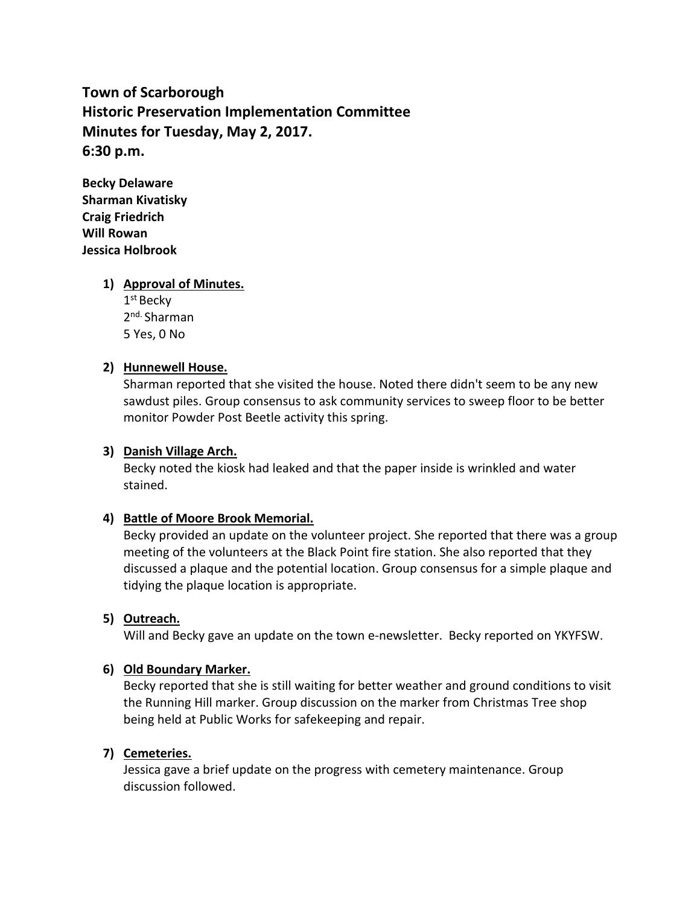**Town of Scarborough**
**Historic Preservation Implementation Committee**
**Minutes for Tuesday, May 2, 2017.**
**6:30 p.m.**

**Becky Delaware**
**Sharman Kivatisky**
**Craig Friedrich**
**Will Rowan**
**Jessica Holbrook**

1) **Approval of Minutes.**
   1st Becky
   2nd. Sharman
   5 Yes, 0 No

2) **Hunnewell House.**
   Sharman reported that she visited the house. Noted there didn't seem to be any new sawdust piles. Group consensus to ask community services to sweep floor to be better monitor Powder Post Beetle activity this spring.

3) **Danish Village Arch.**
   Becky noted the kiosk had leaked and that the paper inside is wrinkled and water stained.

4) **Battle of Moore Brook Memorial.**
   Becky provided an update on the volunteer project. She reported that there was a group meeting of the volunteers at the Black Point fire station. She also reported that they discussed a plaque and the potential location. Group consensus for a simple plaque and tidying the plaque location is appropriate.

5) **Outreach.**
   Will and Becky gave an update on the town e-newsletter. Becky reported on YKYFSW.

6) **Old Boundary Marker.**
   Becky reported that she is still waiting for better weather and ground conditions to visit the Running Hill marker. Group discussion on the marker from Christmas Tree shop being held at Public Works for safekeeping and repair.

7) **Cemeteries.**
   Jessica gave a brief update on the progress with cemetery maintenance. Group discussion followed.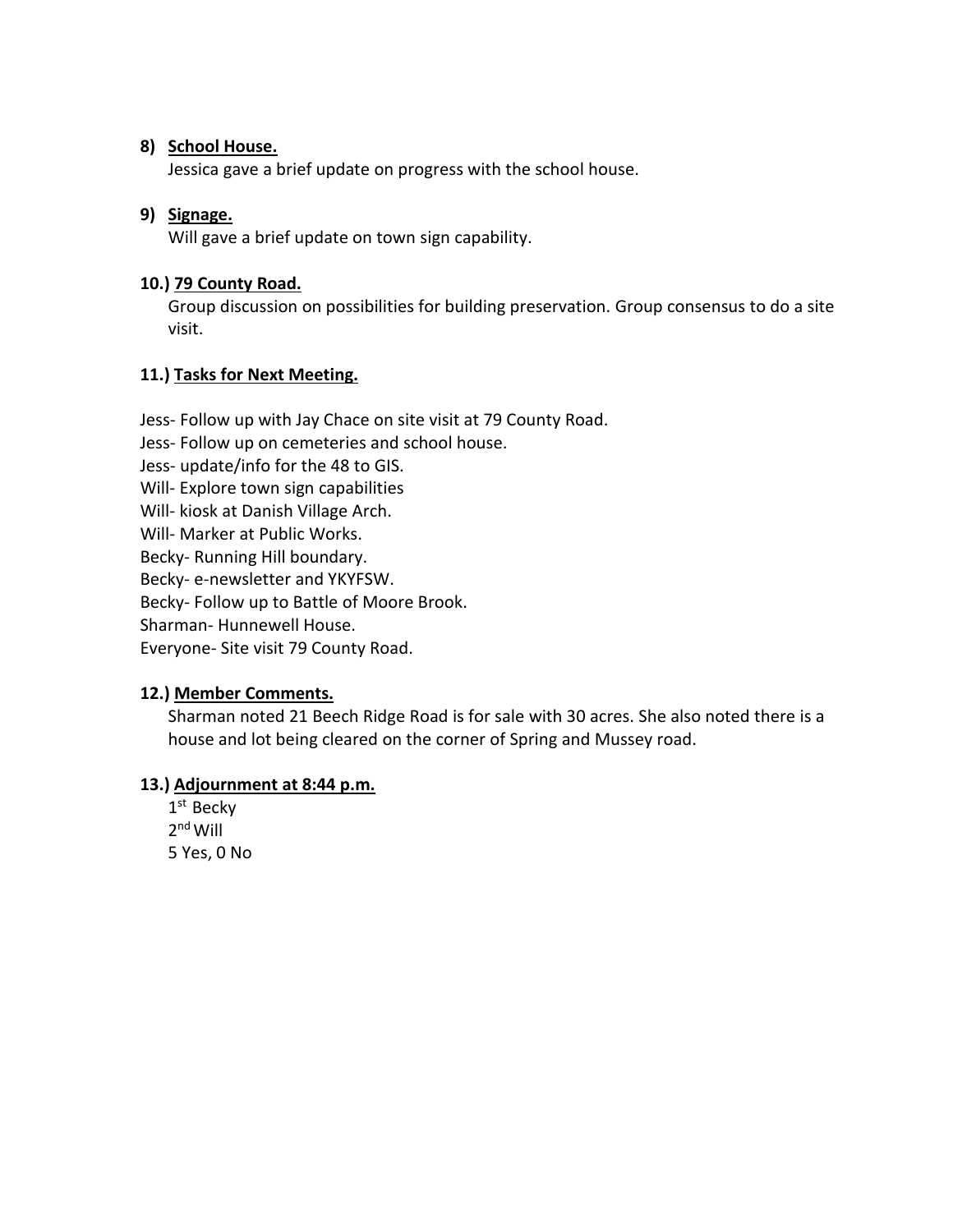8) **<u>School House.</u>**
   Jessica gave a brief update on progress with the school house.

9) **<u>Signage.</u>**
   Will gave a brief update on town sign capability.

10.) **<u>79 County Road.</u>**
   Group discussion on possibilities for building preservation. Group consensus to do a site visit.

11.) **<u>Tasks for Next Meeting.</u>**

Jess- Follow up with Jay Chace on site visit at 79 County Road.
Jess- Follow up on cemeteries and school house.
Jess- update/info for the 48 to GIS.
Will- Explore town sign capabilities
Will- kiosk at Danish Village Arch.
Will- Marker at Public Works.
Becky- Running Hill boundary.
Becky- e-newsletter and YKYFSW.
Becky- Follow up to Battle of Moore Brook.
Sharman- Hunnewell House.
Everyone- Site visit 79 County Road.

12.) **<u>Member Comments.</u>**
   Sharman noted 21 Beech Ridge Road is for sale with 30 acres. She also noted there is a house and lot being cleared on the corner of Spring and Mussey road.

13.) **<u>Adjournment at 8:44 p.m.</u>**
   1st Becky
   2nd Will
   5 Yes, 0 No